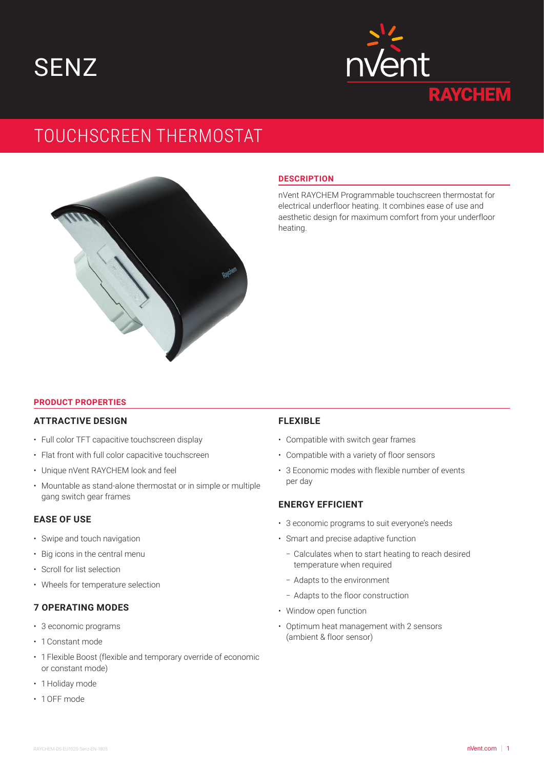# SENZ

nVent RAYCHEM

## TOUCHSCREEN THERMOSTAT

### DESCRIPTION

nVent RAYCHEM Programmable touchscreen thermostat for electrical underfloor heating. It combines ease of use and aesthetic design for maximum comfort from your underfloor heating.

## PRODUCT PROPERTIES

### ATTRACTIVE DESIGN

- Full color TFT capacitive touchscreen display
- Flat front with full color capacitive touchscreen
- Unique nVent RAYCHEM look and feel
- Mountable as stand-alone thermostat or in simple or multiple gang switch gear frames

### EASE OF USE

- Swipe and touch navigation
- Big icons in the central menu
- Scroll for list selection
- Wheels for temperature selection

### 7 OPERATING MODES

- 3 economic programs
- 1 Constant mode
- 1 Flexible Boost (flexible and temporary override of economic or constant mode)
- 1 Holiday mode
- 1 OFF mode

### FLEXIBLE

- Compatible with switch gear frames
- Compatible with a variety of floor sensors
- 3 Economic modes with flexible number of events per day

### ENERGY EFFICIENT

- 3 economic programs to suit everyone's needs
- Smart and precise adaptive function
  - Calculates when to start heating to reach desired temperature when required
  - Adapts to the environment
  - Adapts to the floor construction
- Window open function
- Optimum heat management with 2 sensors (ambient & floor sensor)

RAYCHEM-DS-EU1020-Senz-EN-1805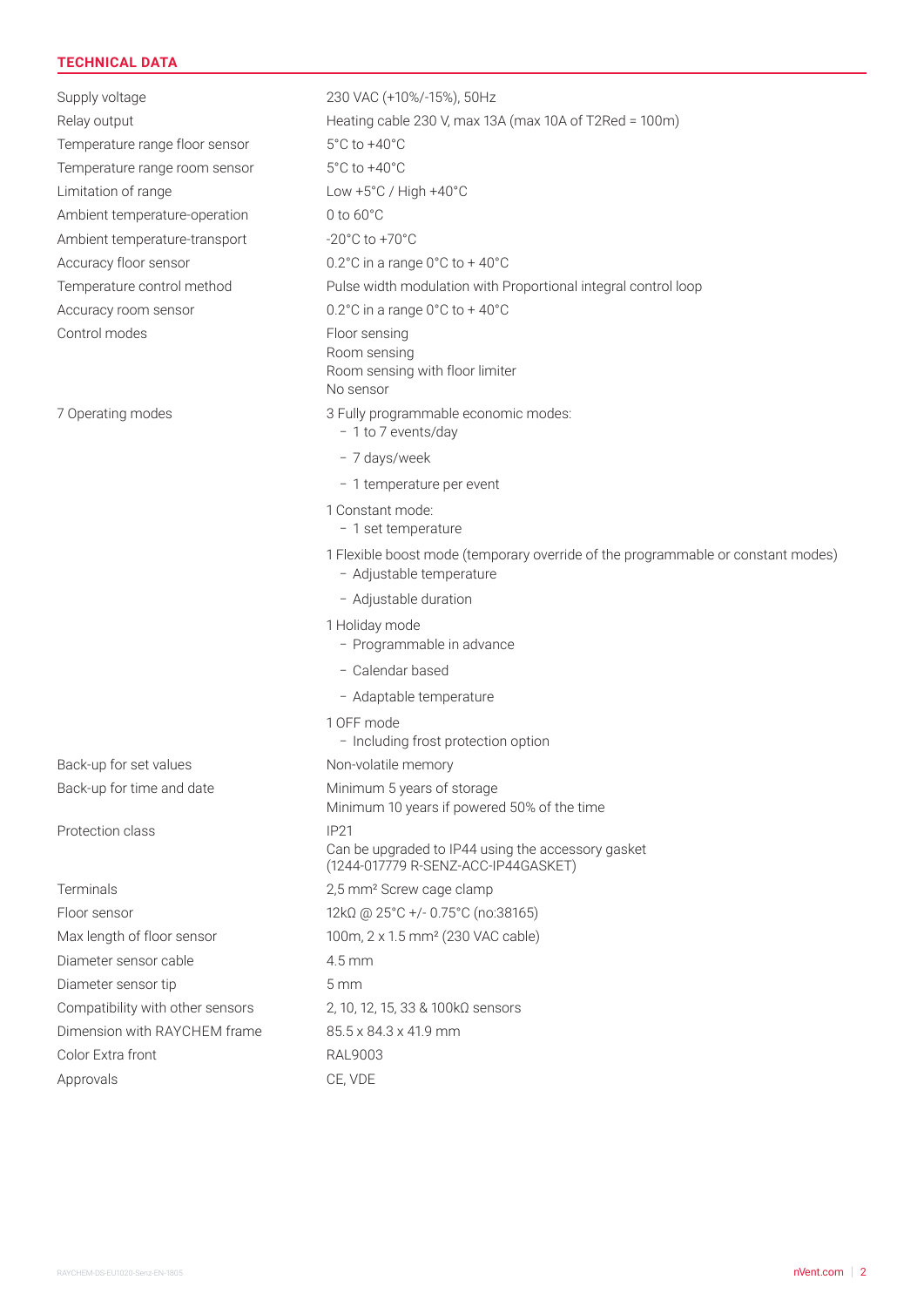## TECHNICAL DATA

| | |
|---|---|
| Supply voltage | 230 VAC (+10%/-15%), 50Hz |
| Relay output | Heating cable 230 V, max 13A (max 10A of T2Red = 100m) |
| Temperature range floor sensor | 5°C to +40°C |
| Temperature range room sensor | 5°C to +40°C |
| Limitation of range | Low +5°C / High +40°C |
| Ambient temperature-operation | 0 to 60°C |
| Ambient temperature-transport | -20°C to +70°C |
| Accuracy floor sensor | 0.2°C in a range 0°C to + 40°C |
| Temperature control method | Pulse width modulation with Proportional integral control loop |
| Accuracy room sensor | 0.2°C in a range 0°C to + 40°C |
| Control modes | Floor sensing<br>Room sensing<br>Room sensing with floor limiter<br>No sensor |
| 7 Operating modes | 3 Fully programmable economic modes:<br>– 1 to 7 events/day<br>– 7 days/week<br>– 1 temperature per event<br>1 Constant mode:<br>– 1 set temperature<br>1 Flexible boost mode (temporary override of the programmable or constant modes)<br>– Adjustable temperature<br>– Adjustable duration<br>1 Holiday mode<br>– Programmable in advance<br>– Calendar based<br>– Adaptable temperature<br>1 OFF mode<br>– Including frost protection option |
| Back-up for set values | Non-volatile memory |
| Back-up for time and date | Minimum 5 years of storage<br>Minimum 10 years if powered 50% of the time |
| Protection class | IP21<br>Can be upgraded to IP44 using the accessory gasket<br>(1244-017779 R-SENZ-ACC-IP44GASKET) |
| Terminals | 2,5 mm² Screw cage clamp |
| Floor sensor | 12kΩ @ 25°C +/- 0.75°C (no:38165) |
| Max length of floor sensor | 100m, 2 x 1.5 mm² (230 VAC cable) |
| Diameter sensor cable | 4.5 mm |
| Diameter sensor tip | 5 mm |
| Compatibility with other sensors | 2, 10, 12, 15, 33 & 100kΩ sensors |
| Dimension with RAYCHEM frame | 85.5 x 84.3 x 41.9 mm |
| Color Extra front | RAL9003 |
| Approvals | CE, VDE |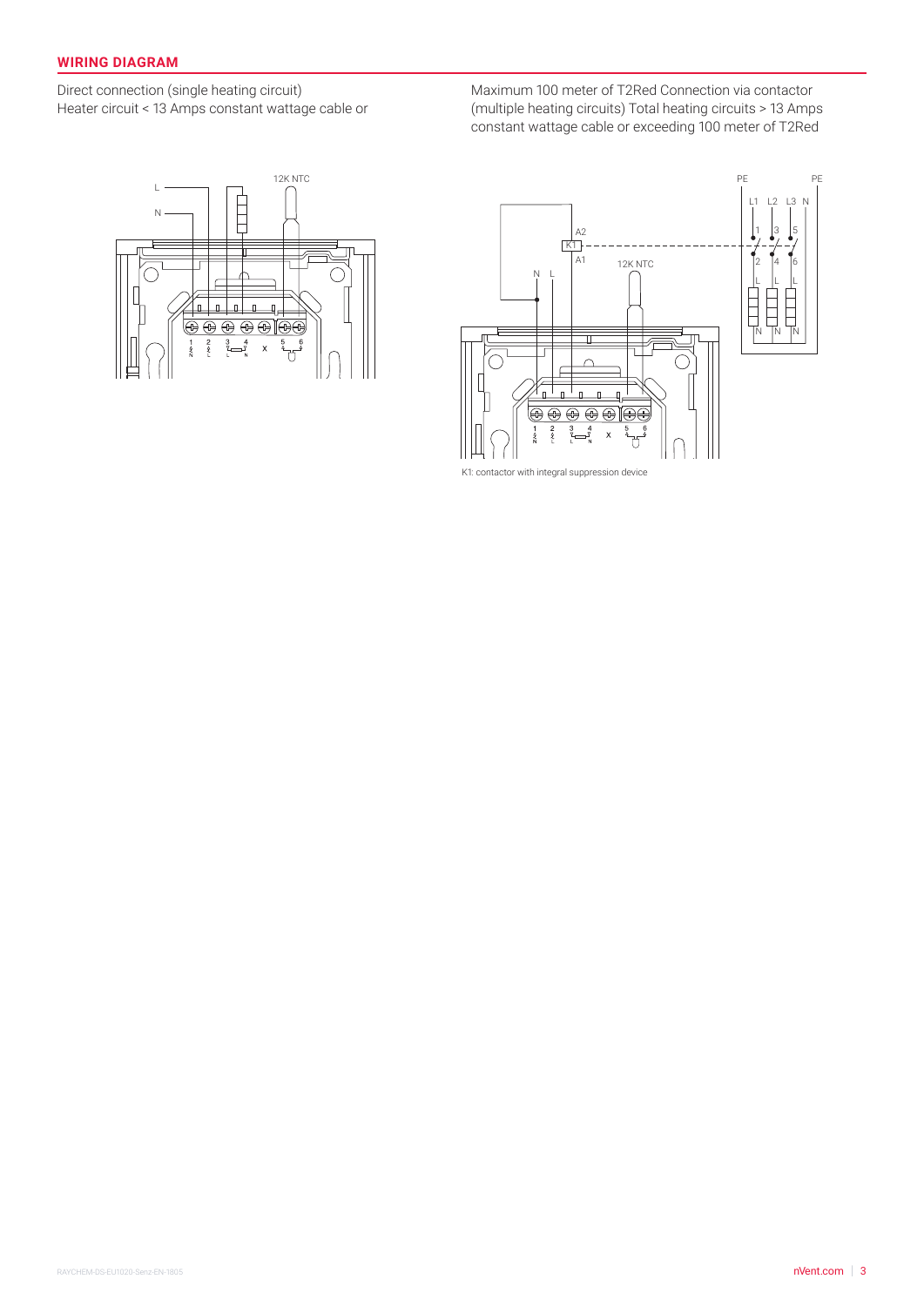## WIRING DIAGRAM

Direct connection (single heating circuit)
Heater circuit < 13 Amps constant wattage cable or
Maximum 100 meter of T2Red

Connection via contactor (multiple heating circuits)
Total heating circuits > 13 Amps constant wattage cable or exceeding 100 meter of T2Red

K1: contactor with integral suppression device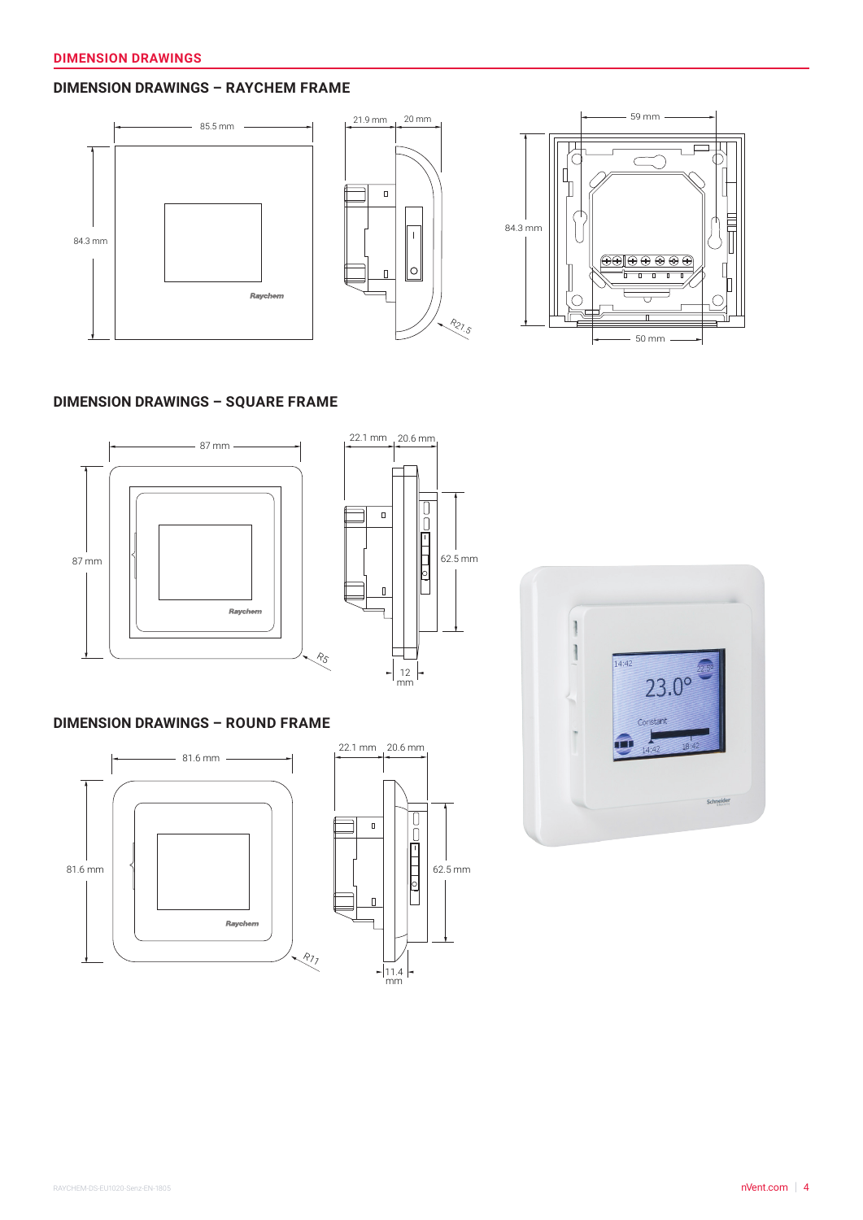## DIMENSION DRAWINGS

### DIMENSION DRAWINGS – RAYCHEM FRAME

85.5 mm

84.3 mm

Raychem

21.9 mm

20 mm

R21.5

59 mm

84.3 mm

50 mm

### DIMENSION DRAWINGS – SQUARE FRAME

87 mm

87 mm

Raychem

R5

22.1 mm

20.6 mm

62.5 mm

12 mm

### DIMENSION DRAWINGS – ROUND FRAME

81.6 mm

81.6 mm

Raychem

R11

22.1 mm

20.6 mm

62.5 mm

11.4 mm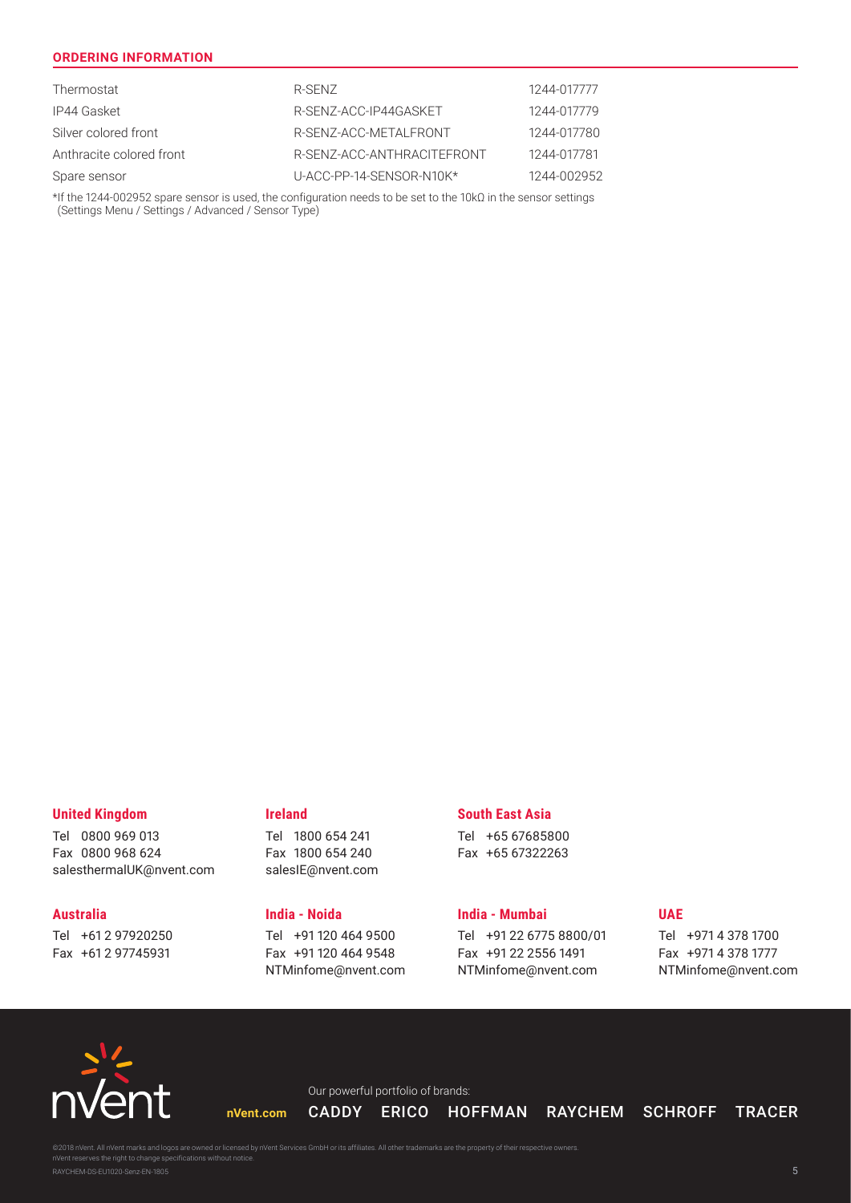## ORDERING INFORMATION

| | | |
|---|---|---|
| Thermostat | R-SENZ | 1244-017777 |
| IP44 Gasket | R-SENZ-ACC-IP44GASKET | 1244-017779 |
| Silver colored front | R-SENZ-ACC-METALFRONT | 1244-017780 |
| Anthracite colored front | R-SENZ-ACC-ANTHRACITEFRONT | 1244-017781 |
| Spare sensor | U-ACC-PP-14-SENSOR-N10K* | 1244-002952 |

*If the 1244-002952 spare sensor is used, the configuration needs to be set to the 10kΩ in the sensor settings (Settings Menu / Settings / Advanced / Sensor Type)

**United Kingdom**
Tel 0800 969 013
Fax 0800 968 624
salesthermalUK@nvent.com

**Ireland**
Tel 1800 654 241
Fax 1800 654 240
salesIE@nvent.com

**South East Asia**
Tel +65 67685800
Fax +65 67322263

**Australia**
Tel +61 2 97920250
Fax +61 2 97745931

**India - Noida**
Tel +91 120 464 9500
Fax +91 120 464 9548
NTMinfome@nvent.com

**India - Mumbai**
Tel +91 22 6775 8800/01
Fax +91 22 2556 1491
NTMinfome@nvent.com

**UAE**
Tel +971 4 378 1700
Fax +971 4 378 1777
NTMinfome@nvent.com

nVent

Our powerful portfolio of brands:

**nVent.com** CADDY ERICO HOFFMAN RAYCHEM SCHROFF TRACER

©2018 nVent. All nVent marks and logos are owned or licensed by nVent Services GmbH or its affiliates. All other trademarks are the property of their respective owners.
nVent reserves the right to change specifications without notice.

RAYCHEM-DS-EU1020-Senz-EN-1805